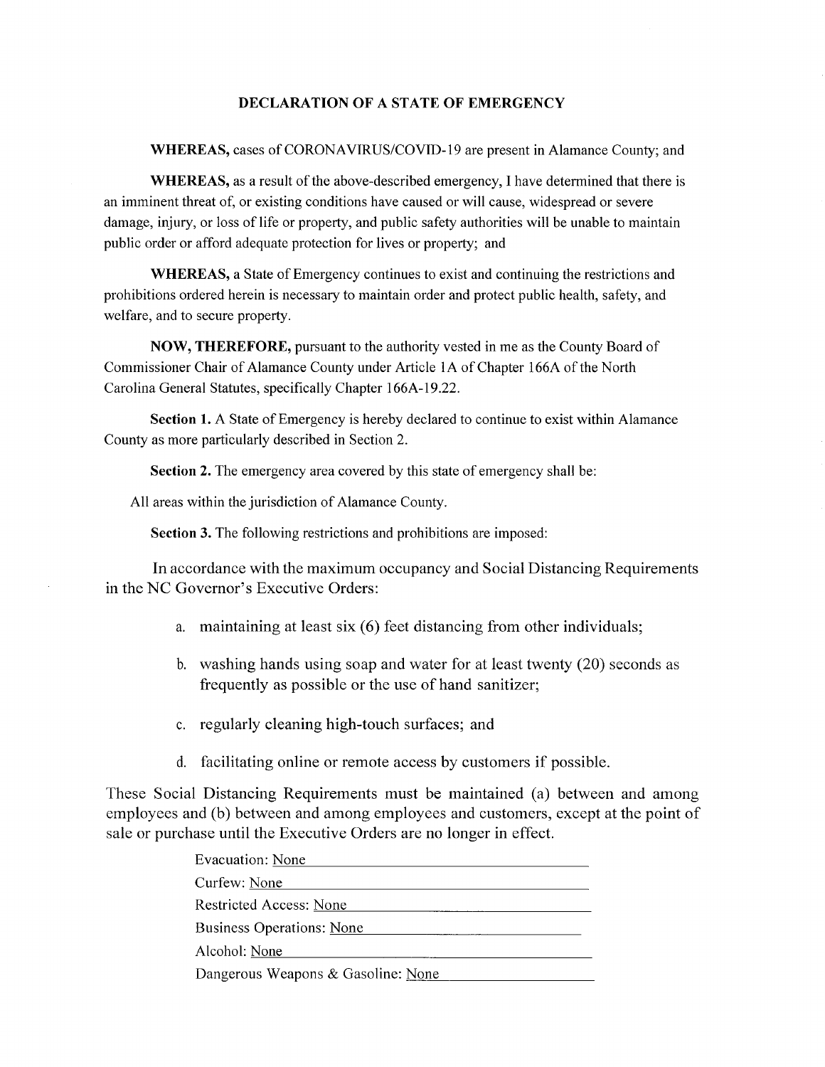## DECLARATION OF A STATE OF EMERGENCY

**WHEREAS,** cases of CORONAVIRUS/COVID-19 are present in Alamance County; and

**WHEREAS,** as a result of the above-described emergency, I have determined that there is an imminent threat of, or existing conditions have caused or will cause, widespread or severe damage, injury, or loss of life or property, and public safety authorities will be unable to maintain public order or afford adequate protection for lives or property; and

**WHEREAS,** a State of Emergency continues to exist and continuing the restrictions and prohibitions ordered herein is necessary to maintain order and protect public health, safety, and welfare, and to secure property.

**NOW, THEREFORE,** pursuant to the authority vested in me as the County Board of Commissioner Chair of Alamance County under Article 1A of Chapter 166A of the North Carolina General Statutes, specifically Chapter 166A-19.22.

**Section 1.** A State of Emergency is hereby declared to continue to exist within Alamance County as more particularly described in Section 2.

**Section 2.** The emergency area covered by this state of emergency shall be:

All areas within the jurisdiction of Alamance County.

**Section 3.** The following restrictions and prohibitions are imposed:

In accordance with the maximum occupancy and Social Distancing Requirements in the NC Governor's Executive Orders:

a. maintaining at least six (6) feet distancing from other individuals;

b. washing hands using soap and water for at least twenty (20) seconds as frequently as possible or the use of hand sanitizer;

c. regularly cleaning high-touch surfaces; and

d. facilitating online or remote access by customers if possible.

These Social Distancing Requirements must be maintained (a) between and among employees and (b) between and among employees and customers, except at the point of sale or purchase until the Executive Orders are no longer in effect.

Evacuation: None

Curfew: None

Restricted Access: None

Business Operations: None

Alcohol: None

Dangerous Weapons & Gasoline: None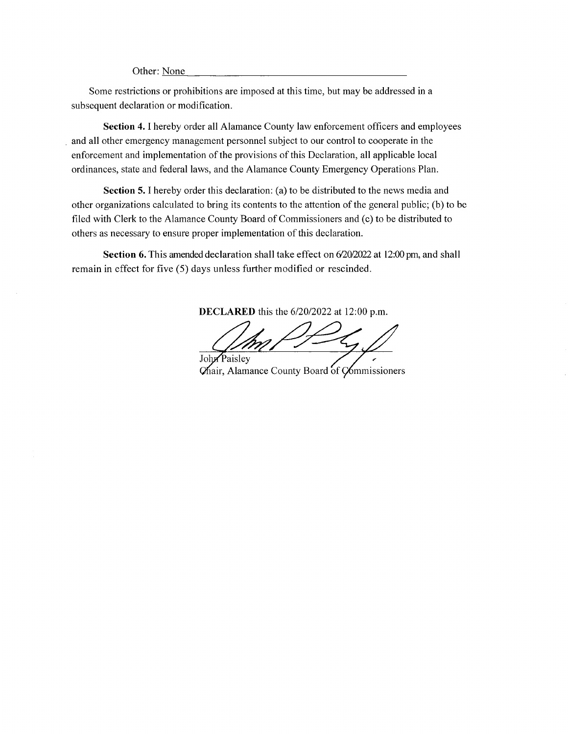Other: None

Some restrictions or prohibitions are imposed at this time, but may be addressed in a subsequent declaration or modification.

**Section 4.** I hereby order all Alamance County law enforcement officers and employees and all other emergency management personnel subject to our control to cooperate in the enforcement and implementation of the provisions of this Declaration, all applicable local ordinances, state and federal laws, and the Alamance County Emergency Operations Plan.

**Section 5.** I hereby order this declaration: (a) to be distributed to the news media and other organizations calculated to bring its contents to the attention of the general public; (b) to be filed with Clerk to the Alamance County Board of Commissioners and (c) to be distributed to others as necessary to ensure proper implementation of this declaration.

**Section 6.** This amended declaration shall take effect on 6/20/2022 at 12:00 pm, and shall remain in effect for five (5) days unless further modified or rescinded.

**DECLARED** this the 6/20/2022 at 12:00 p.m.

John Paisley
Chair, Alamance County Board of Commissioners